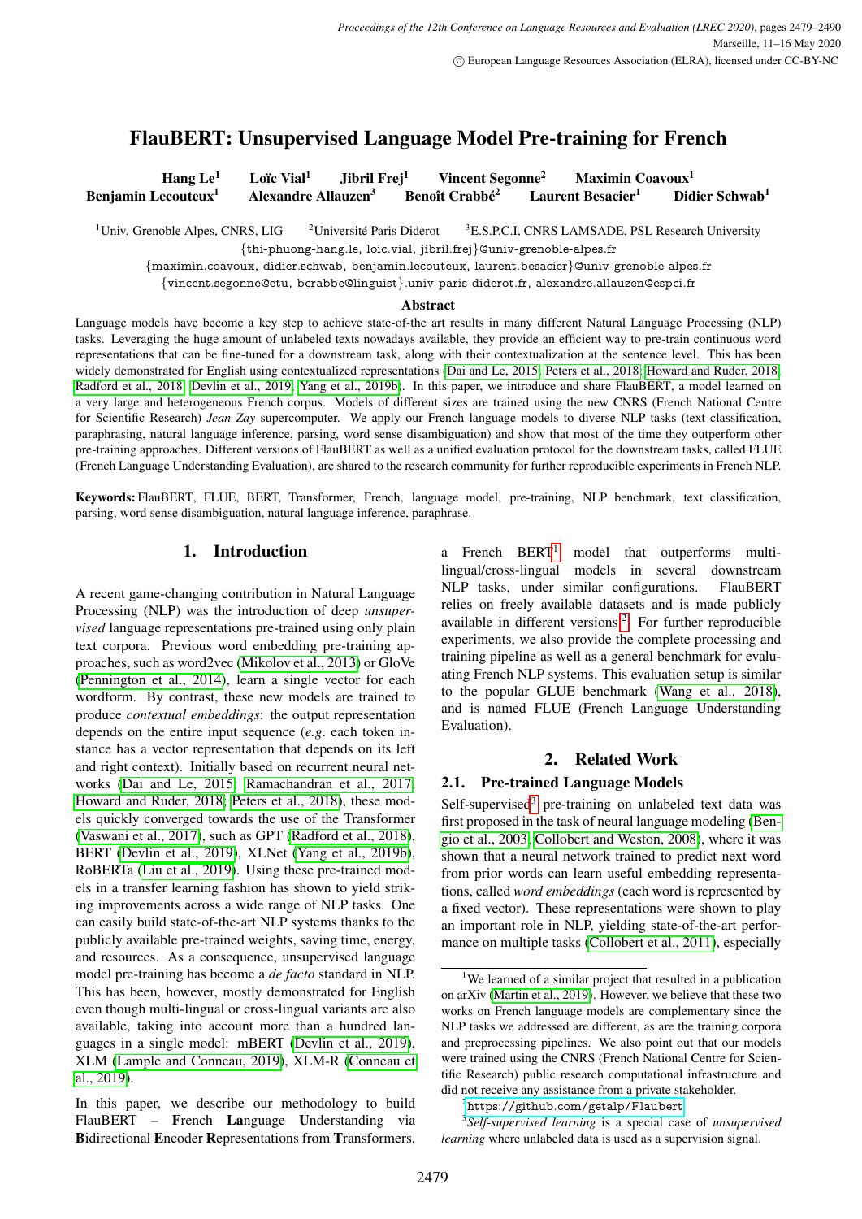# FlauBERT: Unsupervised Language Model Pre-training for French

**Hang Le[1] Loïc Vial[1] Jibril Frej[1] Vincent Segonne[2] Maximin Coavoux[1] Benjamin Lecouteux[1] Alexandre Allauzen[3] Benoît Crabbé[2] Laurent Besacier[1] Didier Schwab[1]**

[1]Univ. Grenoble Alpes, CNRS, LIG [2]Université Paris Diderot [3]E.S.P.C.I, CNRS LAMSADE, PSL Research University

{thi-phuong-hang.le, loic.vial, jibril.frej}@univ-grenoble-alpes.fr

{maximin.coavoux, didier.schwab, benjamin.lecouteux, laurent.besacier}@univ-grenoble-alpes.fr

{vincent.segonne@etu, bcrabbe@linguist}.univ-paris-diderot.fr, alexandre.allauzen@espci.fr

## Abstract

Language models have become a key step to achieve state-of-the art results in many different Natural Language Processing (NLP) tasks. Leveraging the huge amount of unlabeled texts nowadays available, they provide an efficient way to pre-train continuous word representations that can be fine-tuned for a downstream task, along with their contextualization at the sentence level. This has been widely demonstrated for English using contextualized representations (Dai and Le, 2015; Peters et al., 2018; Howard and Ruder, 2018; Radford et al., 2018; Devlin et al., 2019; Yang et al., 2019b). In this paper, we introduce and share FlauBERT, a model learned on a very large and heterogeneous French corpus. Models of different sizes are trained using the new CNRS (French National Centre for Scientific Research) *Jean Zay* supercomputer. We apply our French language models to diverse NLP tasks (text classification, paraphrasing, natural language inference, parsing, word sense disambiguation) and show that most of the time they outperform other pre-training approaches. Different versions of FlauBERT as well as a unified evaluation protocol for the downstream tasks, called FLUE (French Language Understanding Evaluation), are shared to the research community for further reproducible experiments in French NLP.

**Keywords:** FlauBERT, FLUE, BERT, Transformer, French, language model, pre-training, NLP benchmark, text classification, parsing, word sense disambiguation, natural language inference, paraphrase.

## 1. Introduction

A recent game-changing contribution in Natural Language Processing (NLP) was the introduction of deep *unsupervised* language representations pre-trained using only plain text corpora. Previous word embedding pre-training approaches, such as word2vec (Mikolov et al., 2013) or GloVe (Pennington et al., 2014), learn a single vector for each wordform. By contrast, these new models are trained to produce *contextual embeddings*: the output representation depends on the entire input sequence (*e.g.* each token instance has a vector representation that depends on its left and right context). Initially based on recurrent neural networks (Dai and Le, 2015; Ramachandran et al., 2017; Howard and Ruder, 2018; Peters et al., 2018), these models quickly converged towards the use of the Transformer (Vaswani et al., 2017), such as GPT (Radford et al., 2018), BERT (Devlin et al., 2019), XLNet (Yang et al., 2019b), RoBERTa (Liu et al., 2019). Using these pre-trained models in a transfer learning fashion has shown to yield striking improvements across a wide range of NLP tasks. One can easily build state-of-the-art NLP systems thanks to the publicly available pre-trained weights, saving time, energy, and resources. As a consequence, unsupervised language model pre-training has become a *de facto* standard in NLP. This has been, however, mostly demonstrated for English even though multi-lingual or cross-lingual variants are also available, taking into account more than a hundred languages in a single model: mBERT (Devlin et al., 2019), XLM (Lample and Conneau, 2019), XLM-R (Conneau et al., 2019).

In this paper, we describe our methodology to build FlauBERT – **F**rench **La**nguage **U**nderstanding via **B**idirectional **E**ncoder **R**epresentations from **T**ransformers, a French BERT[1] model that outperforms multi-lingual/cross-lingual models in several downstream NLP tasks, under similar configurations. FlauBERT relies on freely available datasets and is made publicly available in different versions.[2] For further reproducible experiments, we also provide the complete processing and training pipeline as well as a general benchmark for evaluating French NLP systems. This evaluation setup is similar to the popular GLUE benchmark (Wang et al., 2018), and is named FLUE (French Language Understanding Evaluation).

## 2. Related Work

### 2.1. Pre-trained Language Models

Self-supervised[3] pre-training on unlabeled text data was first proposed in the task of neural language modeling (Bengio et al., 2003; Collobert and Weston, 2008), where it was shown that a neural network trained to predict next word from prior words can learn useful embedding representations, called *word embeddings* (each word is represented by a fixed vector). These representations were shown to play an important role in NLP, yielding state-of-the-art performance on multiple tasks (Collobert et al., 2011), especially

---

[1] We learned of a similar project that resulted in a publication on arXiv (Martin et al., 2019). However, we believe that these two works on French language models are complementary since the NLP tasks we addressed are different, as are the training corpora and preprocessing pipelines. We also point out that our models were trained using the CNRS (French National Centre for Scientific Research) public research computational infrastructure and did not receive any assistance from a private stakeholder.

[2] https://github.com/getalp/Flaubert

[3] *Self-supervised learning* is a special case of *unsupervised learning* where unlabeled data is used as a supervision signal.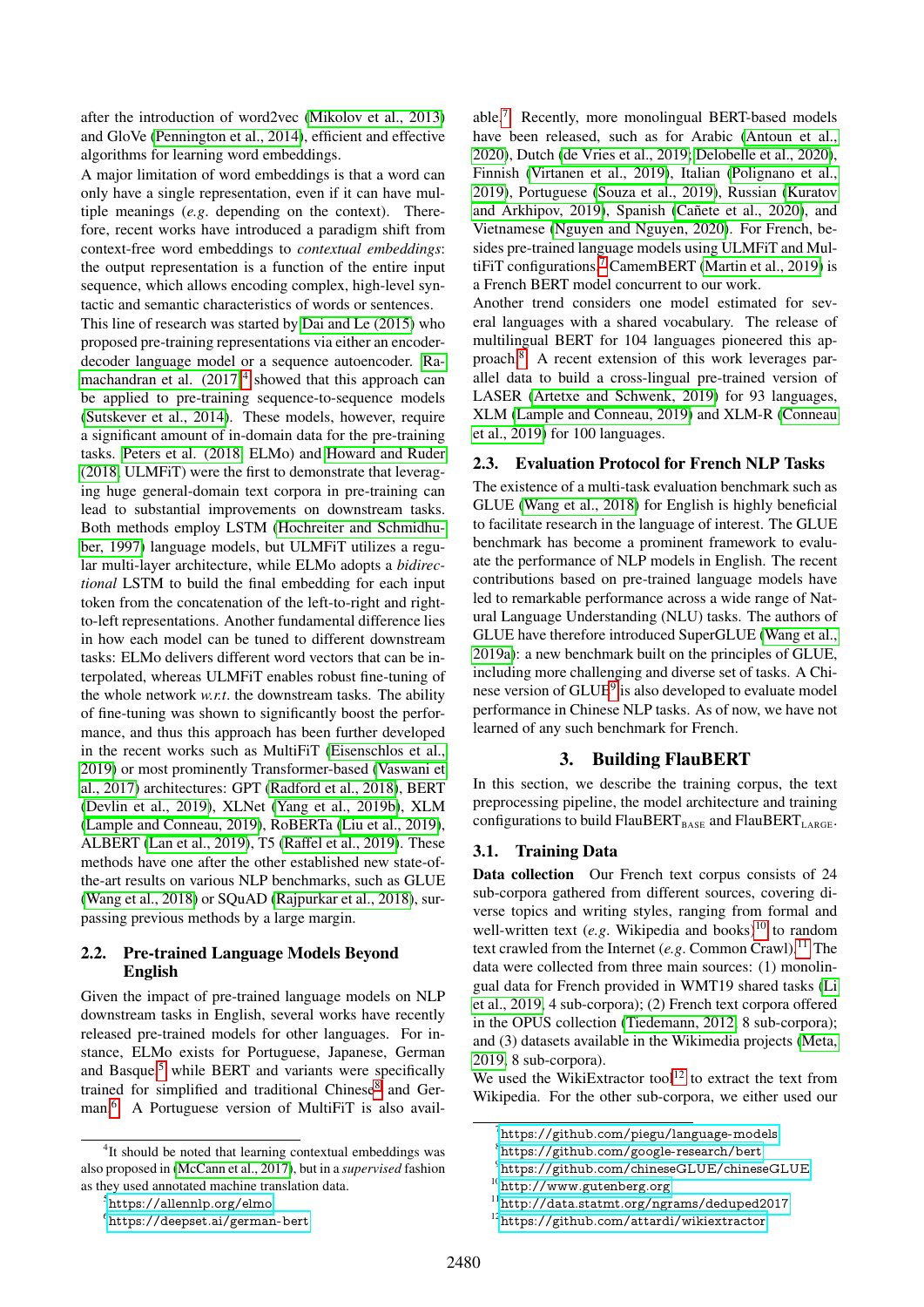after the introduction of word2vec (Mikolov et al., 2013) and GloVe (Pennington et al., 2014), efficient and effective algorithms for learning word embeddings.

A major limitation of word embeddings is that a word can only have a single representation, even if it can have multiple meanings (*e.g.* depending on the context). Therefore, recent works have introduced a paradigm shift from context-free word embeddings to *contextual embeddings*: the output representation is a function of the entire input sequence, which allows encoding complex, high-level syntactic and semantic characteristics of words or sentences.

This line of research was started by Dai and Le (2015) who proposed pre-training representations via either an encoder-decoder language model or a sequence autoencoder. Ramachandran et al. (2017)[4] showed that this approach can be applied to pre-training sequence-to-sequence models (Sutskever et al., 2014). These models, however, require a significant amount of in-domain data for the pre-training tasks. Peters et al. (2018, ELMo) and Howard and Ruder (2018, ULMFiT) were the first to demonstrate that leveraging huge general-domain text corpora in pre-training can lead to substantial improvements on downstream tasks. Both methods employ LSTM (Hochreiter and Schmidhuber, 1997) language models, but ULMFiT utilizes a regular multi-layer architecture, while ELMo adopts a *bidirectional* LSTM to build the final embedding for each input token from the concatenation of the left-to-right and right-to-left representations. Another fundamental difference lies in how each model can be tuned to different downstream tasks: ELMo delivers different word vectors that can be interpolated, whereas ULMFiT enables robust fine-tuning of the whole network *w.r.t.* the downstream tasks. The ability of fine-tuning was shown to significantly boost the performance, and thus this approach has been further developed in the recent works such as MultiFiT (Eisenschlos et al., 2019) or most prominently Transformer-based (Vaswani et al., 2017) architectures: GPT (Radford et al., 2018), BERT (Devlin et al., 2019), XLNet (Yang et al., 2019b), XLM (Lample and Conneau, 2019), RoBERTa (Liu et al., 2019), ALBERT (Lan et al., 2019), T5 (Raffel et al., 2019). These methods have one after the other established new state-of-the-art results on various NLP benchmarks, such as GLUE (Wang et al., 2018) or SQuAD (Rajpurkar et al., 2018), surpassing previous methods by a large margin.

## 2.2. Pre-trained Language Models Beyond English

Given the impact of pre-trained language models on NLP downstream tasks in English, several works have recently released pre-trained models for other languages. For instance, ELMo exists for Portuguese, Japanese, German and Basque,[5] while BERT and variants were specifically trained for simplified and traditional Chinese[8] and German.[6] A Portuguese version of MultiFiT is also available.[7] Recently, more monolingual BERT-based models have been released, such as for Arabic (Antoun et al., 2020), Dutch (de Vries et al., 2019; Delobelle et al., 2020), Finnish (Virtanen et al., 2019), Italian (Polignano et al., 2019), Portuguese (Souza et al., 2019), Russian (Kuratov and Arkhipov, 2019), Spanish (Cañete et al., 2020), and Vietnamese (Nguyen and Nguyen, 2020). For French, besides pre-trained language models using ULMFiT and MultiFiT configurations,[7] CamemBERT (Martin et al., 2019) is a French BERT model concurrent to our work.

Another trend considers one model estimated for several languages with a shared vocabulary. The release of multilingual BERT for 104 languages pioneered this approach.[8] A recent extension of this work leverages parallel data to build a cross-lingual pre-trained version of LASER (Artetxe and Schwenk, 2019) for 93 languages, XLM (Lample and Conneau, 2019) and XLM-R (Conneau et al., 2019) for 100 languages.

## 2.3. Evaluation Protocol for French NLP Tasks

The existence of a multi-task evaluation benchmark such as GLUE (Wang et al., 2018) for English is highly beneficial to facilitate research in the language of interest. The GLUE benchmark has become a prominent framework to evaluate the performance of NLP models in English. The recent contributions based on pre-trained language models have led to remarkable performance across a wide range of Natural Language Understanding (NLU) tasks. The authors of GLUE have therefore introduced SuperGLUE (Wang et al., 2019a): a new benchmark built on the principles of GLUE, including more challenging and diverse set of tasks. A Chinese version of GLUE[9] is also developed to evaluate model performance in Chinese NLP tasks. As of now, we have not learned of any such benchmark for French.

# 3. Building FlauBERT

In this section, we describe the training corpus, the text preprocessing pipeline, the model architecture and training configurations to build FlauBERT$_{\text{BASE}}$ and FlauBERT$_{\text{LARGE}}$.

## 3.1. Training Data

**Data collection** Our French text corpus consists of 24 sub-corpora gathered from different sources, covering diverse topics and writing styles, ranging from formal and well-written text (*e.g.* Wikipedia and books)[10] to random text crawled from the Internet (*e.g.* Common Crawl).[11] The data were collected from three main sources: (1) monolingual data for French provided in WMT19 shared tasks (Li et al., 2019, 4 sub-corpora); (2) French text corpora offered in the OPUS collection (Tiedemann, 2012, 8 sub-corpora); and (3) datasets available in the Wikimedia projects (Meta, 2019, 8 sub-corpora).

We used the WikiExtractor tool[12] to extract the text from Wikipedia. For the other sub-corpora, we either used our

---

[4] It should be noted that learning contextual embeddings was also proposed in (McCann et al., 2017), but in a *supervised* fashion as they used annotated machine translation data.

[5] https://allennlp.org/elmo

[6] https://deepset.ai/german-bert

[7] https://github.com/piegu/language-models

[8] https://github.com/google-research/bert

[9] https://github.com/chineseGLUE/chineseGLUE

[10] http://www.gutenberg.org

[11] http://data.statmt.org/ngrams/deduped2017

[12] https://github.com/attardi/wikiextractor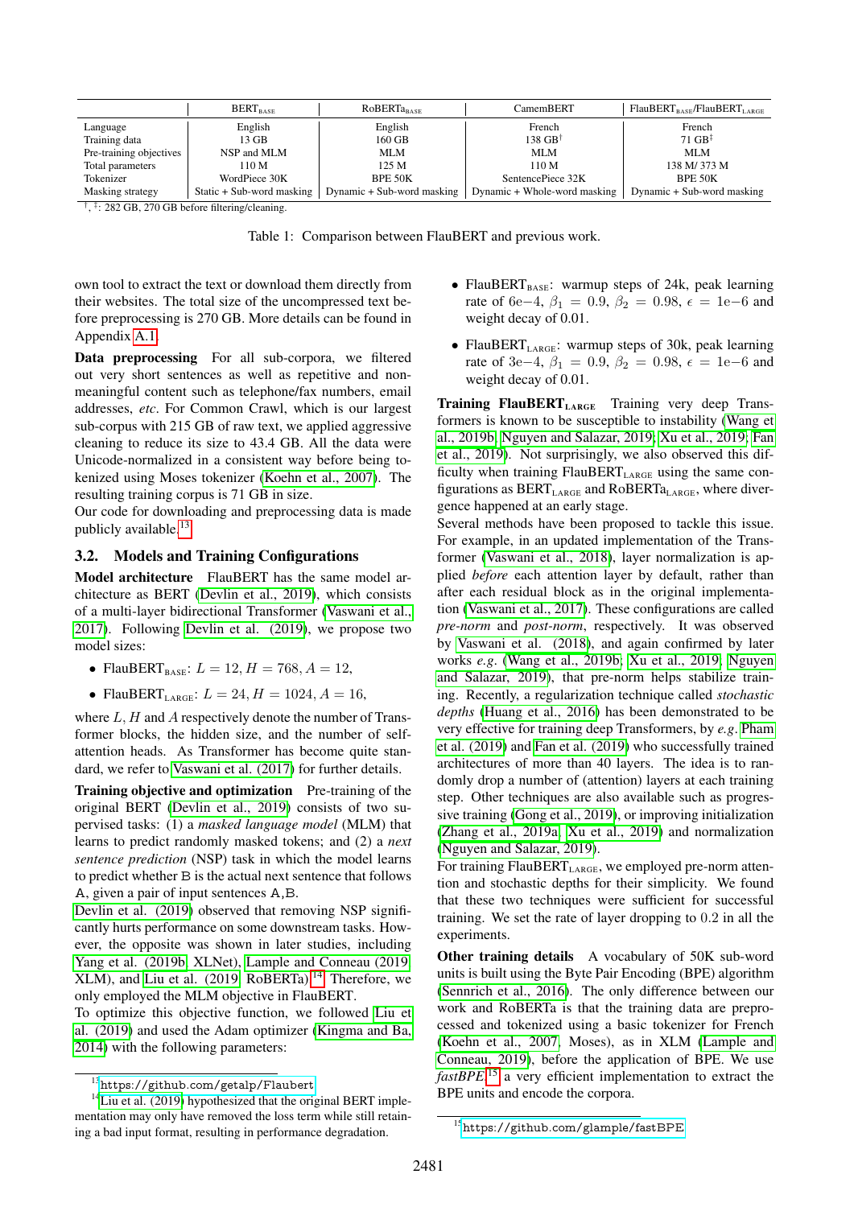| | $\text{BERT}_{\text{BASE}}$ | $\text{RoBERTa}_{\text{BASE}}$ | CamemBERT | $\text{FlauBERT}_{\text{BASE}}$/$\text{FlauBERT}_{\text{LARGE}}$ |
|---|---|---|---|---|
| Language | English | English | French | French |
| Training data | 13 GB | 160 GB | 138 GB[†] | 71 GB[‡] |
| Pre-training objectives | NSP and MLM | MLM | MLM | MLM |
| Total parameters | 110 M | 125 M | 110 M | 138 M/ 373 M |
| Tokenizer | WordPiece 30K | BPE 50K | SentencePiece 32K | BPE 50K |
| Masking strategy | Static + Sub-word masking | Dynamic + Sub-word masking | Dynamic + Whole-word masking | Dynamic + Sub-word masking |

[†], [‡]: 282 GB, 270 GB before filtering/cleaning.

Table 1: Comparison between FlauBERT and previous work.

own tool to extract the text or download them directly from their websites. The total size of the uncompressed text before preprocessing is 270 GB. More details can be found in Appendix A.1.

**Data preprocessing** For all sub-corpora, we filtered out very short sentences as well as repetitive and non-meaningful content such as telephone/fax numbers, email addresses, *etc*. For Common Crawl, which is our largest sub-corpus with 215 GB of raw text, we applied aggressive cleaning to reduce its size to 43.4 GB. All the data were Unicode-normalized in a consistent way before being tokenized using Moses tokenizer (Koehn et al., 2007). The resulting training corpus is 71 GB in size.

Our code for downloading and preprocessing data is made publicly available.[13]

## 3.2. Models and Training Configurations

**Model architecture** FlauBERT has the same model architecture as BERT (Devlin et al., 2019), which consists of a multi-layer bidirectional Transformer (Vaswani et al., 2017). Following Devlin et al. (2019), we propose two model sizes:

- $\text{FlauBERT}_{\text{BASE}}$: $L = 12, H = 768, A = 12$,
- $\text{FlauBERT}_{\text{LARGE}}$: $L = 24, H = 1024, A = 16$,

where $L$, $H$ and $A$ respectively denote the number of Transformer blocks, the hidden size, and the number of self-attention heads. As Transformer has become quite standard, we refer to Vaswani et al. (2017) for further details.

**Training objective and optimization** Pre-training of the original BERT (Devlin et al., 2019) consists of two supervised tasks: (1) a *masked language model* (MLM) that learns to predict randomly masked tokens; and (2) a *next sentence prediction* (NSP) task in which the model learns to predict whether B is the actual next sentence that follows A, given a pair of input sentences A,B.

Devlin et al. (2019) observed that removing NSP significantly hurts performance on some downstream tasks. However, the opposite was shown in later studies, including Yang et al. (2019b, XLNet), Lample and Conneau (2019, XLM), and Liu et al. (2019, RoBERTa).[14] Therefore, we only employed the MLM objective in FlauBERT.

To optimize this objective function, we followed Liu et al. (2019) and used the Adam optimizer (Kingma and Ba, 2014) with the following parameters:

- $\text{FlauBERT}_{\text{BASE}}$: warmup steps of 24k, peak learning rate of $6\text{e}{-4}$, $\beta_1 = 0.9$, $\beta_2 = 0.98$, $\epsilon = 1\text{e}{-6}$ and weight decay of 0.01.
- $\text{FlauBERT}_{\text{LARGE}}$: warmup steps of 30k, peak learning rate of $3\text{e}{-4}$, $\beta_1 = 0.9$, $\beta_2 = 0.98$, $\epsilon = 1\text{e}{-6}$ and weight decay of 0.01.

**Training $\text{FlauBERT}_{\text{LARGE}}$** Training very deep Transformers is known to be susceptible to instability (Wang et al., 2019b; Nguyen and Salazar, 2019; Xu et al., 2019; Fan et al., 2019). Not surprisingly, we also observed this difficulty when training $\text{FlauBERT}_{\text{LARGE}}$ using the same configurations as $\text{BERT}_{\text{LARGE}}$ and $\text{RoBERTa}_{\text{LARGE}}$, where divergence happened at an early stage.

Several methods have been proposed to tackle this issue. For example, in an updated implementation of the Transformer (Vaswani et al., 2018), layer normalization is applied *before* each attention layer by default, rather than after each residual block as in the original implementation (Vaswani et al., 2017). These configurations are called *pre-norm* and *post-norm*, respectively. It was observed by Vaswani et al. (2018), and again confirmed by later works *e.g.* (Wang et al., 2019b; Xu et al., 2019; Nguyen and Salazar, 2019), that pre-norm helps stabilize training. Recently, a regularization technique called *stochastic depths* (Huang et al., 2016) has been demonstrated to be very effective for training deep Transformers, by *e.g.* Pham et al. (2019) and Fan et al. (2019) who successfully trained architectures of more than 40 layers. The idea is to randomly drop a number of (attention) layers at each training step. Other techniques are also available such as progressive training (Gong et al., 2019), or improving initialization (Zhang et al., 2019a; Xu et al., 2019) and normalization (Nguyen and Salazar, 2019).

For training $\text{FlauBERT}_{\text{LARGE}}$, we employed pre-norm attention and stochastic depths for their simplicity. We found that these two techniques were sufficient for successful training. We set the rate of layer dropping to 0.2 in all the experiments.

**Other training details** A vocabulary of 50K sub-word units is built using the Byte Pair Encoding (BPE) algorithm (Sennrich et al., 2016). The only difference between our work and RoBERTa is that the training data are preprocessed and tokenized using a basic tokenizer for French (Koehn et al., 2007, Moses), as in XLM (Lample and Conneau, 2019), before the application of BPE. We use *fastBPE*,[15] a very efficient implementation to extract the BPE units and encode the corpora.

[13] https://github.com/getalp/Flaubert

[14] Liu et al. (2019) hypothesized that the original BERT implementation may only have removed the loss term while still retaining a bad input format, resulting in performance degradation.

[15] https://github.com/glample/fastBPE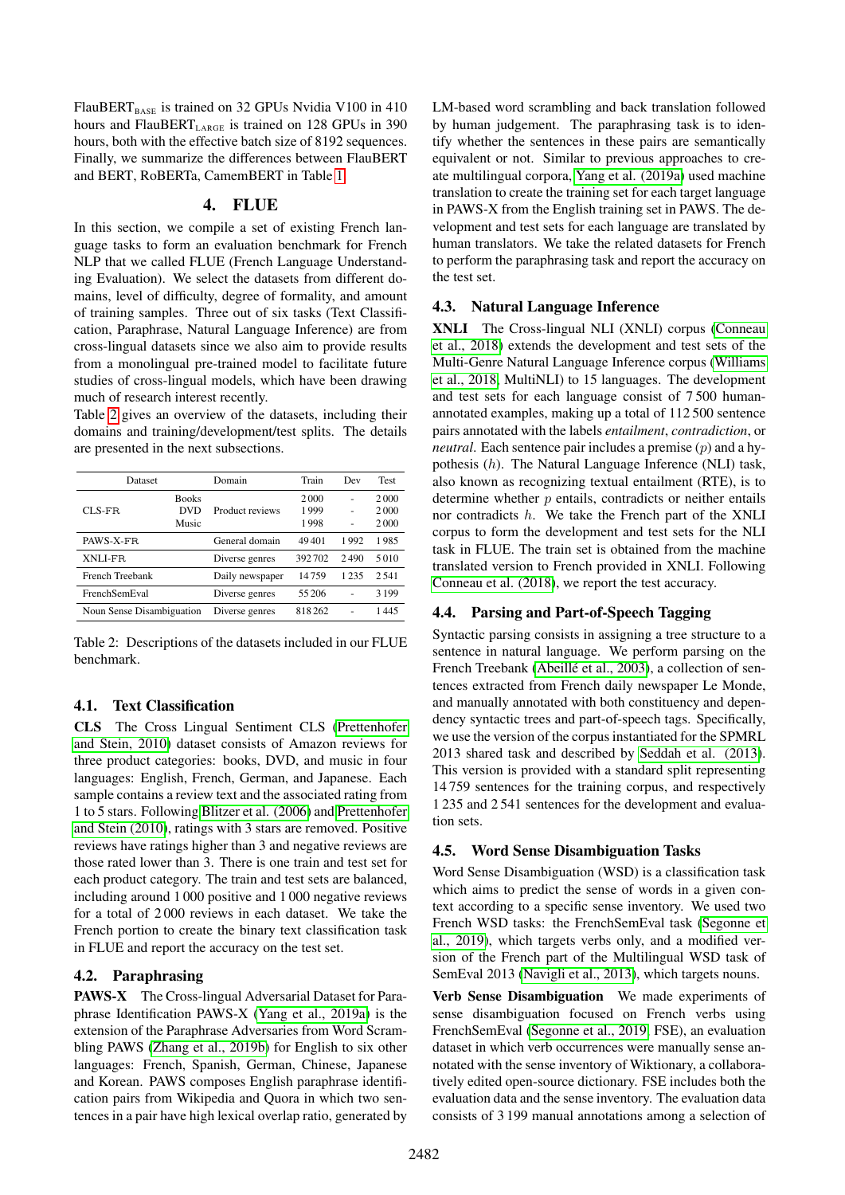FlauBERT$_{BASE}$ is trained on 32 GPUs Nvidia V100 in 410 hours and FlauBERT$_{LARGE}$ is trained on 128 GPUs in 390 hours, both with the effective batch size of 8192 sequences. Finally, we summarize the differences between FlauBERT and BERT, RoBERTa, CamemBERT in Table 1.

# 4. FLUE

In this section, we compile a set of existing French language tasks to form an evaluation benchmark for French NLP that we called FLUE (French Language Understanding Evaluation). We select the datasets from different domains, level of difficulty, degree of formality, and amount of training samples. Three out of six tasks (Text Classification, Paraphrase, Natural Language Inference) are from cross-lingual datasets since we also aim to provide results from a monolingual pre-trained model to facilitate future studies of cross-lingual models, which have been drawing much of research interest recently.

Table 2 gives an overview of the datasets, including their domains and training/development/test splits. The details are presented in the next subsections.

| Dataset | | Domain | Train | Dev | Test |
|---|---|---|---|---|---|
| CLS-FR | Books | Product reviews | 2 000 | - | 2 000 |
| | DVD | | 1 999 | - | 2 000 |
| | Music | | 1 998 | - | 2 000 |
| PAWS-X-FR | | General domain | 49 401 | 1 992 | 1 985 |
| XNLI-FR | | Diverse genres | 392 702 | 2 490 | 5 010 |
| French Treebank | | Daily newspaper | 14 759 | 1 235 | 2 541 |
| FrenchSemEval | | Diverse genres | 55 206 | - | 3 199 |
| Noun Sense Disambiguation | | Diverse genres | 818 262 | - | 1 445 |

Table 2: Descriptions of the datasets included in our FLUE benchmark.

## 4.1. Text Classification

**CLS** The Cross Lingual Sentiment CLS (Prettenhofer and Stein, 2010) dataset consists of Amazon reviews for three product categories: books, DVD, and music in four languages: English, French, German, and Japanese. Each sample contains a review text and the associated rating from 1 to 5 stars. Following Blitzer et al. (2006) and Prettenhofer and Stein (2010), ratings with 3 stars are removed. Positive reviews have ratings higher than 3 and negative reviews are those rated lower than 3. There is one train and test set for each product category. The train and test sets are balanced, including around 1 000 positive and 1 000 negative reviews for a total of 2 000 reviews in each dataset. We take the French portion to create the binary text classification task in FLUE and report the accuracy on the test set.

## 4.2. Paraphrasing

**PAWS-X** The Cross-lingual Adversarial Dataset for Paraphrase Identification PAWS-X (Yang et al., 2019a) is the extension of the Paraphrase Adversaries from Word Scrambling PAWS (Zhang et al., 2019b) for English to six other languages: French, Spanish, German, Chinese, Japanese and Korean. PAWS composes English paraphrase identification pairs from Wikipedia and Quora in which two sentences in a pair have high lexical overlap ratio, generated by LM-based word scrambling and back translation followed by human judgement. The paraphrasing task is to identify whether the sentences in these pairs are semantically equivalent or not. Similar to previous approaches to create multilingual corpora, Yang et al. (2019a) used machine translation to create the training set for each target language in PAWS-X from the English training set in PAWS. The development and test sets for each language are translated by human translators. We take the related datasets for French to perform the paraphrasing task and report the accuracy on the test set.

## 4.3. Natural Language Inference

**XNLI** The Cross-lingual NLI (XNLI) corpus (Conneau et al., 2018) extends the development and test sets of the Multi-Genre Natural Language Inference corpus (Williams et al., 2018, MultiNLI) to 15 languages. The development and test sets for each language consist of 7 500 human-annotated examples, making up a total of 112 500 sentence pairs annotated with the labels *entailment*, *contradiction*, or *neutral*. Each sentence pair includes a premise ($p$) and a hypothesis ($h$). The Natural Language Inference (NLI) task, also known as recognizing textual entailment (RTE), is to determine whether $p$ entails, contradicts or neither entails nor contradicts $h$. We take the French part of the XNLI corpus to form the development and test sets for the NLI task in FLUE. The train set is obtained from the machine translated version to French provided in XNLI. Following Conneau et al. (2018), we report the test accuracy.

## 4.4. Parsing and Part-of-Speech Tagging

Syntactic parsing consists in assigning a tree structure to a sentence in natural language. We perform parsing on the French Treebank (Abeillé et al., 2003), a collection of sentences extracted from French daily newspaper Le Monde, and manually annotated with both constituency and dependency syntactic trees and part-of-speech tags. Specifically, we use the version of the corpus instantiated for the SPMRL 2013 shared task and described by Seddah et al. (2013). This version is provided with a standard split representing 14 759 sentences for the training corpus, and respectively 1 235 and 2 541 sentences for the development and evaluation sets.

## 4.5. Word Sense Disambiguation Tasks

Word Sense Disambiguation (WSD) is a classification task which aims to predict the sense of words in a given context according to a specific sense inventory. We used two French WSD tasks: the FrenchSemEval task (Segonne et al., 2019), which targets verbs only, and a modified version of the French part of the Multilingual WSD task of SemEval 2013 (Navigli et al., 2013), which targets nouns.

**Verb Sense Disambiguation** We made experiments of sense disambiguation focused on French verbs using FrenchSemEval (Segonne et al., 2019, FSE), an evaluation dataset in which verb occurrences were manually sense annotated with the sense inventory of Wiktionary, a collaboratively edited open-source dictionary. FSE includes both the evaluation data and the sense inventory. The evaluation data consists of 3 199 manual annotations among a selection of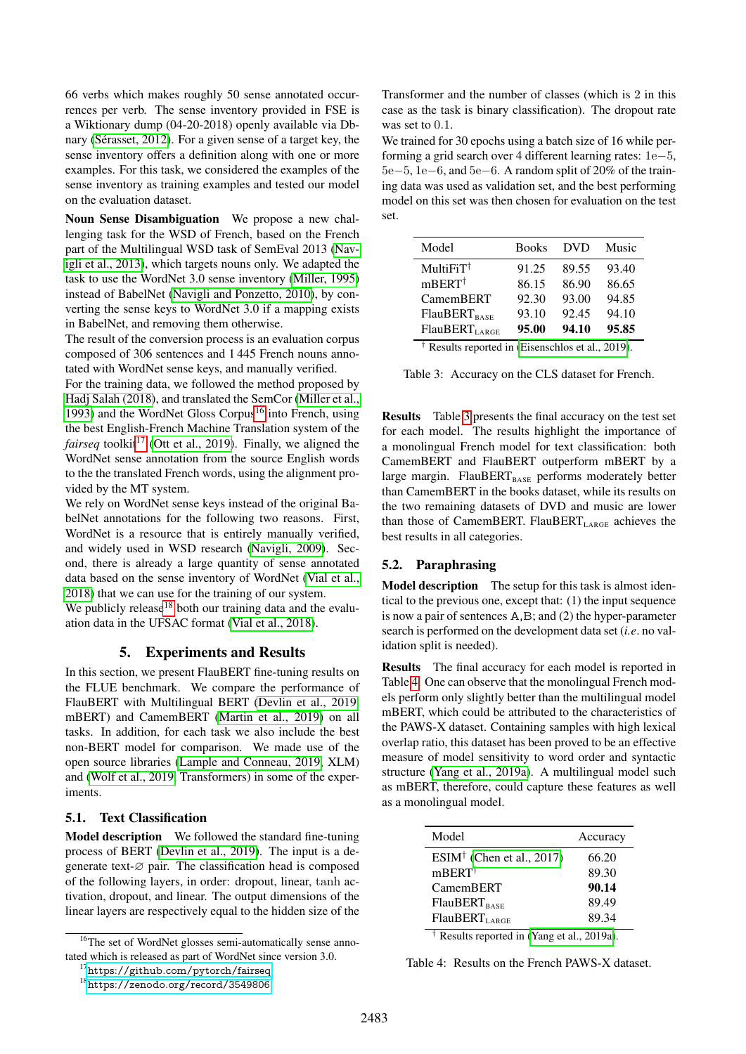66 verbs which makes roughly 50 sense annotated occurrences per verb. The sense inventory provided in FSE is a Wiktionary dump (04-20-2018) openly available via Dbnary (Sérasset, 2012). For a given sense of a target key, the sense inventory offers a definition along with one or more examples. For this task, we considered the examples of the sense inventory as training examples and tested our model on the evaluation dataset.

**Noun Sense Disambiguation** We propose a new challenging task for the WSD of French, based on the French part of the Multilingual WSD task of SemEval 2013 (Navigli et al., 2013), which targets nouns only. We adapted the task to use the WordNet 3.0 sense inventory (Miller, 1995) instead of BabelNet (Navigli and Ponzetto, 2010), by converting the sense keys to WordNet 3.0 if a mapping exists in BabelNet, and removing them otherwise.

The result of the conversion process is an evaluation corpus composed of 306 sentences and 1 445 French nouns annotated with WordNet sense keys, and manually verified.

For the training data, we followed the method proposed by Hadj Salah (2018), and translated the SemCor (Miller et al., 1993) and the WordNet Gloss Corpus[16] into French, using the best English-French Machine Translation system of the *fairseq* toolkit[17] (Ott et al., 2019). Finally, we aligned the WordNet sense annotation from the source English words to the the translated French words, using the alignment provided by the MT system.

We rely on WordNet sense keys instead of the original BabelNet annotations for the following two reasons. First, WordNet is a resource that is entirely manually verified, and widely used in WSD research (Navigli, 2009). Second, there is already a large quantity of sense annotated data based on the sense inventory of WordNet (Vial et al., 2018) that we can use for the training of our system.

We publicly release[18] both our training data and the evaluation data in the UFSAC format (Vial et al., 2018).

## 5. Experiments and Results

In this section, we present FlauBERT fine-tuning results on the FLUE benchmark. We compare the performance of FlauBERT with Multilingual BERT (Devlin et al., 2019, mBERT) and CamemBERT (Martin et al., 2019) on all tasks. In addition, for each task we also include the best non-BERT model for comparison. We made use of the open source libraries (Lample and Conneau, 2019, XLM) and (Wolf et al., 2019, Transformers) in some of the experiments.

### 5.1. Text Classification

**Model description** We followed the standard fine-tuning process of BERT (Devlin et al., 2019). The input is a degenerate text-∅ pair. The classification head is composed of the following layers, in order: dropout, linear, tanh activation, dropout, and linear. The output dimensions of the linear layers are respectively equal to the hidden size of the Transformer and the number of classes (which is 2 in this case as the task is binary classification). The dropout rate was set to 0.1.

We trained for 30 epochs using a batch size of 16 while performing a grid search over 4 different learning rates: 1e−5, 5e−5, 1e−6, and 5e−6. A random split of 20% of the training data was used as validation set, and the best performing model on this set was then chosen for evaluation on the test set.

| Model | Books | DVD | Music |
|---|---|---|---|
| MultiFiT† | 91.25 | 89.55 | 93.40 |
| mBERT† | 86.15 | 86.90 | 86.65 |
| CamemBERT | 92.30 | 93.00 | 94.85 |
| FlauBERT$_{\text{BASE}}$ | 93.10 | 92.45 | 94.10 |
| FlauBERT$_{\text{LARGE}}$ | **95.00** | **94.10** | **95.85** |

† Results reported in (Eisenschlos et al., 2019).

Table 3: Accuracy on the CLS dataset for French.

**Results** Table 3 presents the final accuracy on the test set for each model. The results highlight the importance of a monolingual French model for text classification: both CamemBERT and FlauBERT outperform mBERT by a large margin. FlauBERT$_{\text{BASE}}$ performs moderately better than CamemBERT in the books dataset, while its results on the two remaining datasets of DVD and music are lower than those of CamemBERT. FlauBERT$_{\text{LARGE}}$ achieves the best results in all categories.

### 5.2. Paraphrasing

**Model description** The setup for this task is almost identical to the previous one, except that: (1) the input sequence is now a pair of sentences A,B; and (2) the hyper-parameter search is performed on the development data set (*i.e.* no validation split is needed).

**Results** The final accuracy for each model is reported in Table 4. One can observe that the monolingual French models perform only slightly better than the multilingual model mBERT, which could be attributed to the characteristics of the PAWS-X dataset. Containing samples with high lexical overlap ratio, this dataset has been proved to be an effective measure of model sensitivity to word order and syntactic structure (Yang et al., 2019a). A multilingual model such as mBERT, therefore, could capture these features as well as a monolingual model.

| Model | Accuracy |
|---|---|
| ESIM† (Chen et al., 2017) | 66.20 |
| mBERT† | 89.30 |
| CamemBERT | **90.14** |
| FlauBERT$_{\text{BASE}}$ | 89.49 |
| FlauBERT$_{\text{LARGE}}$ | 89.34 |

† Results reported in (Yang et al., 2019a).

Table 4: Results on the French PAWS-X dataset.

[16] The set of WordNet glosses semi-automatically sense annotated which is released as part of WordNet since version 3.0.

[17] https://github.com/pytorch/fairseq

[18] https://zenodo.org/record/3549806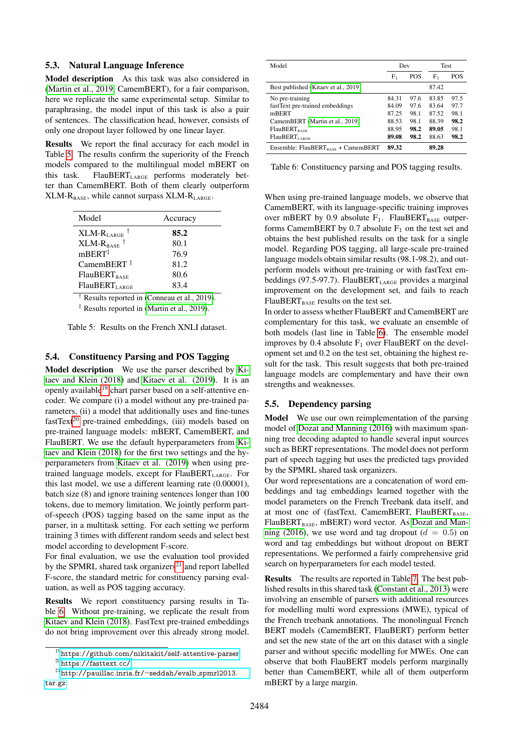### 5.3. Natural Language Inference

**Model description** As this task was also considered in (Martin et al., 2019) CamemBERT), for a fair comparison, here we replicate the same experimental setup. Similar to paraphrasing, the model input of this task is also a pair of sentences. The classification head, however, consists of only one dropout layer followed by one linear layer.

**Results** We report the final accuracy for each model in Table 5. The results confirm the superiority of the French models compared to the multilingual model mBERT on this task. $\text{FlauBERT}_{\text{LARGE}}$ performs moderately better than CamemBERT. Both of them clearly outperform $\text{XLM-R}_{\text{BASE}}$, while cannot surpass $\text{XLM-R}_{\text{LARGE}}$.

| Model | Accuracy |
|---|---|
| $\text{XLM-R}_{\text{LARGE}}$ † | **85.2** |
| $\text{XLM-R}_{\text{BASE}}$ † | 80.1 |
| mBERT‡ | 76.9 |
| CamemBERT ‡ | 81.2 |
| $\text{FlauBERT}_{\text{BASE}}$ | 80.6 |
| $\text{FlauBERT}_{\text{LARGE}}$ | 83.4 |

† Results reported in (Conneau et al., 2019).
‡ Results reported in (Martin et al., 2019).

Table 5: Results on the French XNLI dataset.

### 5.4. Constituency Parsing and POS Tagging

**Model description** We use the parser described by Kitaev and Klein (2018) and Kitaev et al. (2019). It is an openly available[19] chart parser based on a self-attentive encoder. We compare (i) a model without any pre-trained parameters, (ii) a model that additionally uses and fine-tunes fastText[20] pre-trained embeddings, (iii) models based on pre-trained language models: mBERT, CamemBERT, and FlauBERT. We use the default hyperparameters from Kitaev and Klein (2018) for the first two settings and the hyperparameters from Kitaev et al. (2019) when using pre-trained language models, except for $\text{FlauBERT}_{\text{LARGE}}$. For this last model, we use a different learning rate (0.00001), batch size (8) and ignore training sentences longer than 100 tokens, due to memory limitation. We jointly perform part-of-speech (POS) tagging based on the same input as the parser, in a multitask setting. For each setting we perform training 3 times with different random seeds and select best model according to development F-score.

For final evaluation, we use the evaluation tool provided by the SPMRL shared task organizers[21] and report labelled F-score, the standard metric for constituency parsing evaluation, as well as POS tagging accuracy.

**Results** We report constituency parsing results in Table 6. Without pre-training, we replicate the result from Kitaev and Klein (2018). FastText pre-trained embeddings do not bring improvement over this already strong model.

| Model | Dev | | Test | |
|---|---|---|---|---|
| | $F_1$ | POS | $F_1$ | POS |
| Best published (Kitaev et al., 2019) | | | 87.42 | |
| No pre-training | 84.31 | 97.6 | 83.85 | 97.5 |
| fastText pre-trained embeddings | 84.09 | 97.6 | 83.64 | 97.7 |
| mBERT | 87.25 | 98.1 | 87.52 | 98.1 |
| CamemBERT (Martin et al., 2019) | 88.53 | 98.1 | 88.39 | **98.2** |
| $\text{FlauBERT}_{\text{BASE}}$ | 88.95 | **98.2** | **89.05** | 98.1 |
| $\text{FlauBERT}_{\text{LARGE}}$ | **89.08** | **98.2** | 88.63 | **98.2** |
| Ensemble: $\text{FlauBERT}_{\text{BASE}}$ + CamemBERT | **89.32** | | **89.28** | |

Table 6: Constituency parsing and POS tagging results.

When using pre-trained language models, we observe that CamemBERT, with its language-specific training improves over mBERT by 0.9 absolute $F_1$. $\text{FlauBERT}_{\text{BASE}}$ outperforms CamemBERT by 0.7 absolute $F_1$ on the test set and obtains the best published results on the task for a single model. Regarding POS tagging, all large-scale pre-trained language models obtain similar results (98.1-98.2), and outperform models without pre-training or with fastText embeddings (97.5-97.7). $\text{FlauBERT}_{\text{LARGE}}$ provides a marginal improvement on the development set, and fails to reach $\text{FlauBERT}_{\text{BASE}}$ results on the test set.

In order to assess whether FlauBERT and CamemBERT are complementary for this task, we evaluate an ensemble of both models (last line in Table 6). The ensemble model improves by 0.4 absolute $F_1$ over FlauBERT on the development set and 0.2 on the test set, obtaining the highest result for the task. This result suggests that both pre-trained language models are complementary and have their own strengths and weaknesses.

### 5.5. Dependency parsing

**Model** We use our own reimplementation of the parsing model of Dozat and Manning (2016) with maximum spanning tree decoding adapted to handle several input sources such as BERT representations. The model does not perform part of speech tagging but uses the predicted tags provided by the SPMRL shared task organizers.

Our word representations are a concatenation of word embeddings and tag embeddings learned together with the model parameters on the French Treebank data itself, and at most one of (fastText, CamemBERT, $\text{FlauBERT}_{\text{BASE}}$, $\text{FlauBERT}_{\text{BASE}}$, mBERT) word vector. As Dozat and Manning (2016), we use word and tag dropout ($d = 0.5$) on word and tag embeddings but without dropout on BERT representations. We performed a fairly comprehensive grid search on hyperparameters for each model tested.

**Results** The results are reported in Table 7. The best published results in this shared task (Constant et al., 2013) were involving an ensemble of parsers with additional resources for modelling multi word expressions (MWE), typical of the French treebank annotations. The monolingual French BERT models (CamemBERT, FlauBERT) perform better and set the new state of the art on this dataset with a single parser and without specific modelling for MWEs. One can observe that both FlauBERT models perform marginally better than CamemBERT, while all of them outperform mBERT by a large margin.

[19] https://github.com/nikitakit/self-attentive-parser
[20] https://fasttext.cc/
[21] http://pauillac.inria.fr/~seddah/evalb_spmrl2013.tar.gz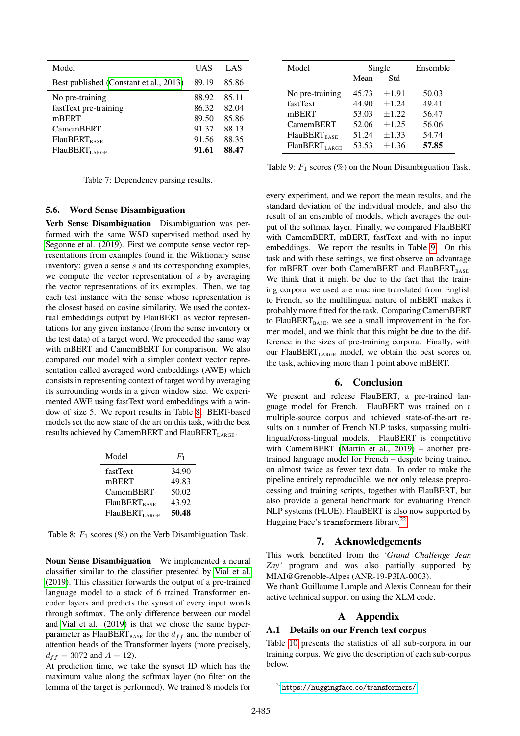| Model | UAS | LAS |
| --- | --- | --- |
| Best published (Constant et al., 2013) | 89.19 | 85.86 |
| No pre-training | 88.92 | 85.11 |
| fastText pre-training | 86.32 | 82.04 |
| mBERT | 89.50 | 85.86 |
| CamemBERT | 91.37 | 88.13 |
| FlauBERT$_{BASE}$ | 91.56 | 88.35 |
| FlauBERT$_{LARGE}$ | **91.61** | **88.47** |

Table 7: Dependency parsing results.

### 5.6. Word Sense Disambiguation

**Verb Sense Disambiguation** Disambiguation was performed with the same WSD supervised method used by Segonne et al. (2019). First we compute sense vector representations from examples found in the Wiktionary sense inventory: given a sense $s$ and its corresponding examples, we compute the vector representation of $s$ by averaging the vector representations of its examples. Then, we tag each test instance with the sense whose representation is the closest based on cosine similarity. We used the contextual embeddings output by FlauBERT as vector representations for any given instance (from the sense inventory or the test data) of a target word. We proceeded the same way with mBERT and CamemBERT for comparison. We also compared our model with a simpler context vector representation called averaged word embeddings (AWE) which consists in representing context of target word by averaging its surrounding words in a given window size. We experimented AWE using fastText word embeddings with a window of size 5. We report results in Table 8. BERT-based models set the new state of the art on this task, with the best results achieved by CamemBERT and FlauBERT$_{LARGE}$.

| Model | $F_1$ |
| --- | --- |
| fastText | 34.90 |
| mBERT | 49.83 |
| CamemBERT | 50.02 |
| FlauBERT$_{BASE}$ | 43.92 |
| FlauBERT$_{LARGE}$ | **50.48** |

Table 8: $F_1$ scores (%) on the Verb Disambiguation Task.

**Noun Sense Disambiguation** We implemented a neural classifier similar to the classifier presented by Vial et al. (2019). This classifier forwards the output of a pre-trained language model to a stack of 6 trained Transformer encoder layers and predicts the synset of every input words through softmax. The only difference between our model and Vial et al. (2019) is that we chose the same hyper-parameter as FlauBERT$_{BASE}$ for the $d_{ff}$ and the number of attention heads of the Transformer layers (more precisely, $d_{ff} = 3072$ and $A = 12$).

At prediction time, we take the synset ID which has the maximum value along the softmax layer (no filter on the lemma of the target is performed). We trained 8 models for every experiment, and we report the mean results, and the standard deviation of the individual models, and also the result of an ensemble of models, which averages the output of the softmax layer. Finally, we compared FlauBERT with CamemBERT, mBERT, fastText and with no input embeddings. We report the results in Table 9. On this task and with these settings, we first observe an advantage for mBERT over both CamemBERT and FlauBERT$_{BASE}$. We think that it might be due to the fact that the training corpora we used are machine translated from English to French, so the multilingual nature of mBERT makes it probably more fitted for the task. Comparing CamemBERT to FlauBERT$_{BASE}$, we see a small improvement in the former model, and we think that this might be due to the difference in the sizes of pre-training corpora. Finally, with our FlauBERT$_{LARGE}$ model, we obtain the best scores on the task, achieving more than 1 point above mBERT.

| Model | Single | | Ensemble |
| --- | --- | --- | --- |
| | Mean | Std | |
| No pre-training | 45.73 | ±1.91 | 50.03 |
| fastText | 44.90 | ±1.24 | 49.41 |
| mBERT | 53.03 | ±1.22 | 56.47 |
| CamemBERT | 52.06 | ±1.25 | 56.06 |
| FlauBERT$_{BASE}$ | 51.24 | ±1.33 | 54.74 |
| FlauBERT$_{LARGE}$ | 53.53 | ±1.36 | **57.85** |

Table 9: $F_1$ scores (%) on the Noun Disambiguation Task.

## 6. Conclusion

We present and release FlauBERT, a pre-trained language model for French. FlauBERT was trained on a multiple-source corpus and achieved state-of-the-art results on a number of French NLP tasks, surpassing multilingual/cross-lingual models. FlauBERT is competitive with CamemBERT (Martin et al., 2019) – another pre-trained language model for French – despite being trained on almost twice as fewer text data. In order to make the pipeline entirely reproducible, we not only release preprocessing and training scripts, together with FlauBERT, but also provide a general benchmark for evaluating French NLP systems (FLUE). FlauBERT is also now supported by Hugging Face's `transformers` library.[22]

## 7. Acknowledgements

This work benefited from the *'Grand Challenge Jean Zay'* program and was also partially supported by MIAI@Grenoble-Alpes (ANR-19-P3IA-0003).

We thank Guillaume Lample and Alexis Conneau for their active technical support on using the XLM code.

## A Appendix

### A.1 Details on our French text corpus

Table 10 presents the statistics of all sub-corpora in our training corpus. We give the description of each sub-corpus below.

[22] https://huggingface.co/transformers/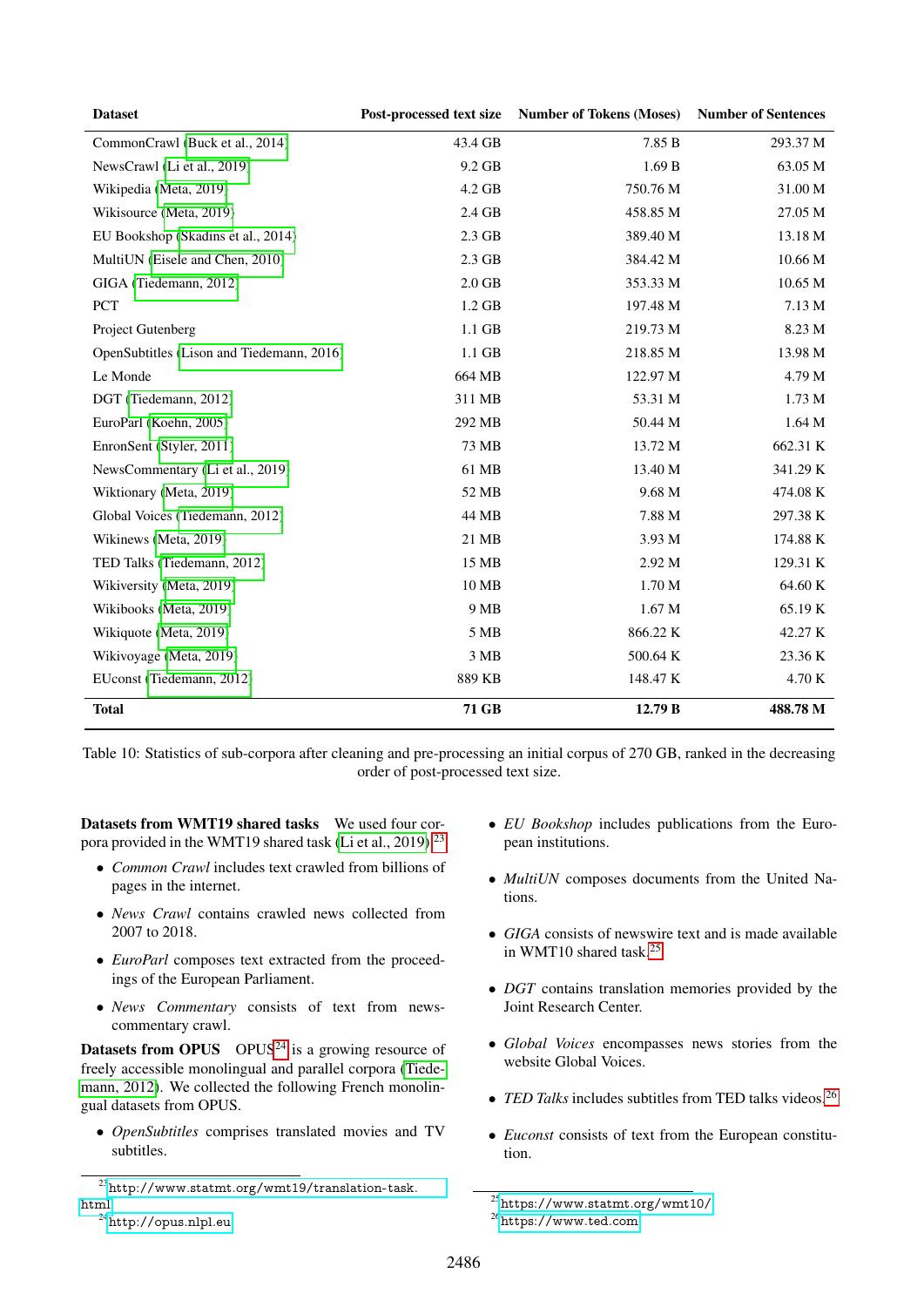| Dataset | Post-processed text size | Number of Tokens (Moses) | Number of Sentences |
|---|---|---|---|
| CommonCrawl (Buck et al., 2014) | 43.4 GB | 7.85 B | 293.37 M |
| NewsCrawl (Li et al., 2019) | 9.2 GB | 1.69 B | 63.05 M |
| Wikipedia (Meta, 2019) | 4.2 GB | 750.76 M | 31.00 M |
| Wikisource (Meta, 2019) | 2.4 GB | 458.85 M | 27.05 M |
| EU Bookshop (Skadiņs et al., 2014) | 2.3 GB | 389.40 M | 13.18 M |
| MultiUN (Eisele and Chen, 2010) | 2.3 GB | 384.42 M | 10.66 M |
| GIGA (Tiedemann, 2012) | 2.0 GB | 353.33 M | 10.65 M |
| PCT | 1.2 GB | 197.48 M | 7.13 M |
| Project Gutenberg | 1.1 GB | 219.73 M | 8.23 M |
| OpenSubtitles (Lison and Tiedemann, 2016) | 1.1 GB | 218.85 M | 13.98 M |
| Le Monde | 664 MB | 122.97 M | 4.79 M |
| DGT (Tiedemann, 2012) | 311 MB | 53.31 M | 1.73 M |
| EuroParl (Koehn, 2005) | 292 MB | 50.44 M | 1.64 M |
| EnronSent (Styler, 2011) | 73 MB | 13.72 M | 662.31 K |
| NewsCommentary (Li et al., 2019) | 61 MB | 13.40 M | 341.29 K |
| Wiktionary (Meta, 2019) | 52 MB | 9.68 M | 474.08 K |
| Global Voices (Tiedemann, 2012) | 44 MB | 7.88 M | 297.38 K |
| Wikinews (Meta, 2019) | 21 MB | 3.93 M | 174.88 K |
| TED Talks (Tiedemann, 2012) | 15 MB | 2.92 M | 129.31 K |
| Wikiversity (Meta, 2019) | 10 MB | 1.70 M | 64.60 K |
| Wikibooks (Meta, 2019) | 9 MB | 1.67 M | 65.19 K |
| Wikiquote (Meta, 2019) | 5 MB | 866.22 K | 42.27 K |
| Wikivoyage (Meta, 2019) | 3 MB | 500.64 K | 23.36 K |
| EUconst (Tiedemann, 2012) | 889 KB | 148.47 K | 4.70 K |
| **Total** | **71 GB** | **12.79 B** | **488.78 M** |

Table 10: Statistics of sub-corpora after cleaning and pre-processing an initial corpus of 270 GB, ranked in the decreasing order of post-processed text size.

**Datasets from WMT19 shared tasks** We used four corpora provided in the WMT19 shared task (Li et al., 2019).[23]

- *Common Crawl* includes text crawled from billions of pages in the internet.
- *News Crawl* contains crawled news collected from 2007 to 2018.
- *EuroParl* composes text extracted from the proceedings of the European Parliament.
- *News Commentary* consists of text from news-commentary crawl.

**Datasets from OPUS** OPUS[24] is a growing resource of freely accessible monolingual and parallel corpora (Tiedemann, 2012). We collected the following French monolingual datasets from OPUS.

- *OpenSubtitles* comprises translated movies and TV subtitles.
- *EU Bookshop* includes publications from the European institutions.
- *MultiUN* composes documents from the United Nations.
- *GIGA* consists of newswire text and is made available in WMT10 shared task.[25]
- *DGT* contains translation memories provided by the Joint Research Center.
- *Global Voices* encompasses news stories from the website Global Voices.
- *TED Talks* includes subtitles from TED talks videos.[26]
- *Euconst* consists of text from the European constitution.

[23] http://www.statmt.org/wmt19/translation-task.html

[24] http://opus.nlpl.eu

[25] https://www.statmt.org/wmt10/

[26] https://www.ted.com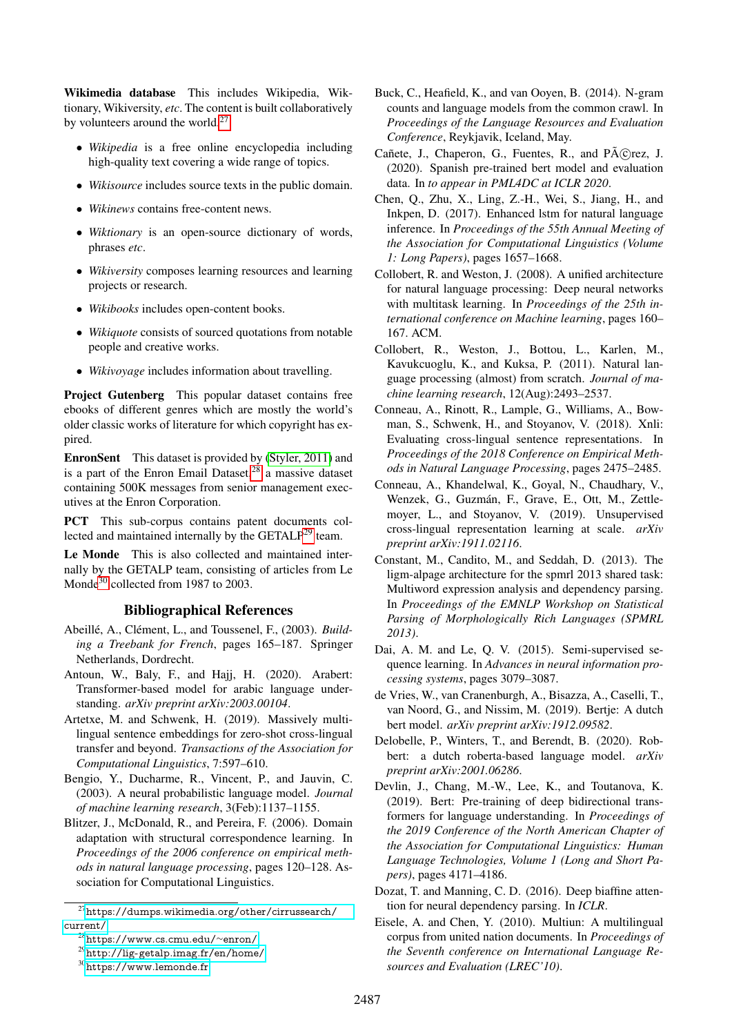**Wikimedia database** This includes Wikipedia, Wiktionary, Wikiversity, *etc*. The content is built collaboratively by volunteers around the world.[27]

- *Wikipedia* is a free online encyclopedia including high-quality text covering a wide range of topics.
- *Wikisource* includes source texts in the public domain.
- *Wikinews* contains free-content news.
- *Wiktionary* is an open-source dictionary of words, phrases *etc*.
- *Wikiversity* composes learning resources and learning projects or research.
- *Wikibooks* includes open-content books.
- *Wikiquote* consists of sourced quotations from notable people and creative works.
- *Wikivoyage* includes information about travelling.

**Project Gutenberg** This popular dataset contains free ebooks of different genres which are mostly the world's older classic works of literature for which copyright has expired.

**EnronSent** This dataset is provided by (Styler, 2011) and is a part of the Enron Email Dataset,[28] a massive dataset containing 500K messages from senior management executives at the Enron Corporation.

**PCT** This sub-corpus contains patent documents collected and maintained internally by the GETALP[29] team.

**Le Monde** This is also collected and maintained internally by the GETALP team, consisting of articles from Le Monde[30] collected from 1987 to 2003.

## Bibliographical References

Abeillé, A., Clément, L., and Toussenel, F., (2003). *Building a Treebank for French*, pages 165–187. Springer Netherlands, Dordrecht.

Antoun, W., Baly, F., and Hajj, H. (2020). Arabert: Transformer-based model for arabic language understanding. *arXiv preprint arXiv:2003.00104*.

Artetxe, M. and Schwenk, H. (2019). Massively multilingual sentence embeddings for zero-shot cross-lingual transfer and beyond. *Transactions of the Association for Computational Linguistics*, 7:597–610.

Bengio, Y., Ducharme, R., Vincent, P., and Jauvin, C. (2003). A neural probabilistic language model. *Journal of machine learning research*, 3(Feb):1137–1155.

Blitzer, J., McDonald, R., and Pereira, F. (2006). Domain adaptation with structural correspondence learning. In *Proceedings of the 2006 conference on empirical methods in natural language processing*, pages 120–128. Association for Computational Linguistics.

Buck, C., Heafield, K., and van Ooyen, B. (2014). N-gram counts and language models from the common crawl. In *Proceedings of the Language Resources and Evaluation Conference*, Reykjavik, Iceland, May.

Cañete, J., Chaperon, G., Fuentes, R., and PÃ©rez, J. (2020). Spanish pre-trained bert model and evaluation data. In *to appear in PML4DC at ICLR 2020*.

Chen, Q., Zhu, X., Ling, Z.-H., Wei, S., Jiang, H., and Inkpen, D. (2017). Enhanced lstm for natural language inference. In *Proceedings of the 55th Annual Meeting of the Association for Computational Linguistics (Volume 1: Long Papers)*, pages 1657–1668.

Collobert, R. and Weston, J. (2008). A unified architecture for natural language processing: Deep neural networks with multitask learning. In *Proceedings of the 25th international conference on Machine learning*, pages 160–167. ACM.

Collobert, R., Weston, J., Bottou, L., Karlen, M., Kavukcuoglu, K., and Kuksa, P. (2011). Natural language processing (almost) from scratch. *Journal of machine learning research*, 12(Aug):2493–2537.

Conneau, A., Rinott, R., Lample, G., Williams, A., Bowman, S., Schwenk, H., and Stoyanov, V. (2018). Xnli: Evaluating cross-lingual sentence representations. In *Proceedings of the 2018 Conference on Empirical Methods in Natural Language Processing*, pages 2475–2485.

Conneau, A., Khandelwal, K., Goyal, N., Chaudhary, V., Wenzek, G., Guzmán, F., Grave, E., Ott, M., Zettlemoyer, L., and Stoyanov, V. (2019). Unsupervised cross-lingual representation learning at scale. *arXiv preprint arXiv:1911.02116*.

Constant, M., Candito, M., and Seddah, D. (2013). The ligm-alpage architecture for the spmrl 2013 shared task: Multiword expression analysis and dependency parsing. In *Proceedings of the EMNLP Workshop on Statistical Parsing of Morphologically Rich Languages (SPMRL 2013)*.

Dai, A. M. and Le, Q. V. (2015). Semi-supervised sequence learning. In *Advances in neural information processing systems*, pages 3079–3087.

de Vries, W., van Cranenburgh, A., Bisazza, A., Caselli, T., van Noord, G., and Nissim, M. (2019). Bertje: A dutch bert model. *arXiv preprint arXiv:1912.09582*.

Delobelle, P., Winters, T., and Berendt, B. (2020). Robbert: a dutch roberta-based language model. *arXiv preprint arXiv:2001.06286*.

Devlin, J., Chang, M.-W., Lee, K., and Toutanova, K. (2019). Bert: Pre-training of deep bidirectional transformers for language understanding. In *Proceedings of the 2019 Conference of the North American Chapter of the Association for Computational Linguistics: Human Language Technologies, Volume 1 (Long and Short Papers)*, pages 4171–4186.

Dozat, T. and Manning, C. D. (2016). Deep biaffine attention for neural dependency parsing. In *ICLR*.

Eisele, A. and Chen, Y. (2010). Multiun: A multilingual corpus from united nation documents. In *Proceedings of the Seventh conference on International Language Resources and Evaluation (LREC'10)*.

---

[27] https://dumps.wikimedia.org/other/cirrussearch/current/

[28] https://www.cs.cmu.edu/~enron/

[29] http://lig-getalp.imag.fr/en/home/

[30] https://www.lemonde.fr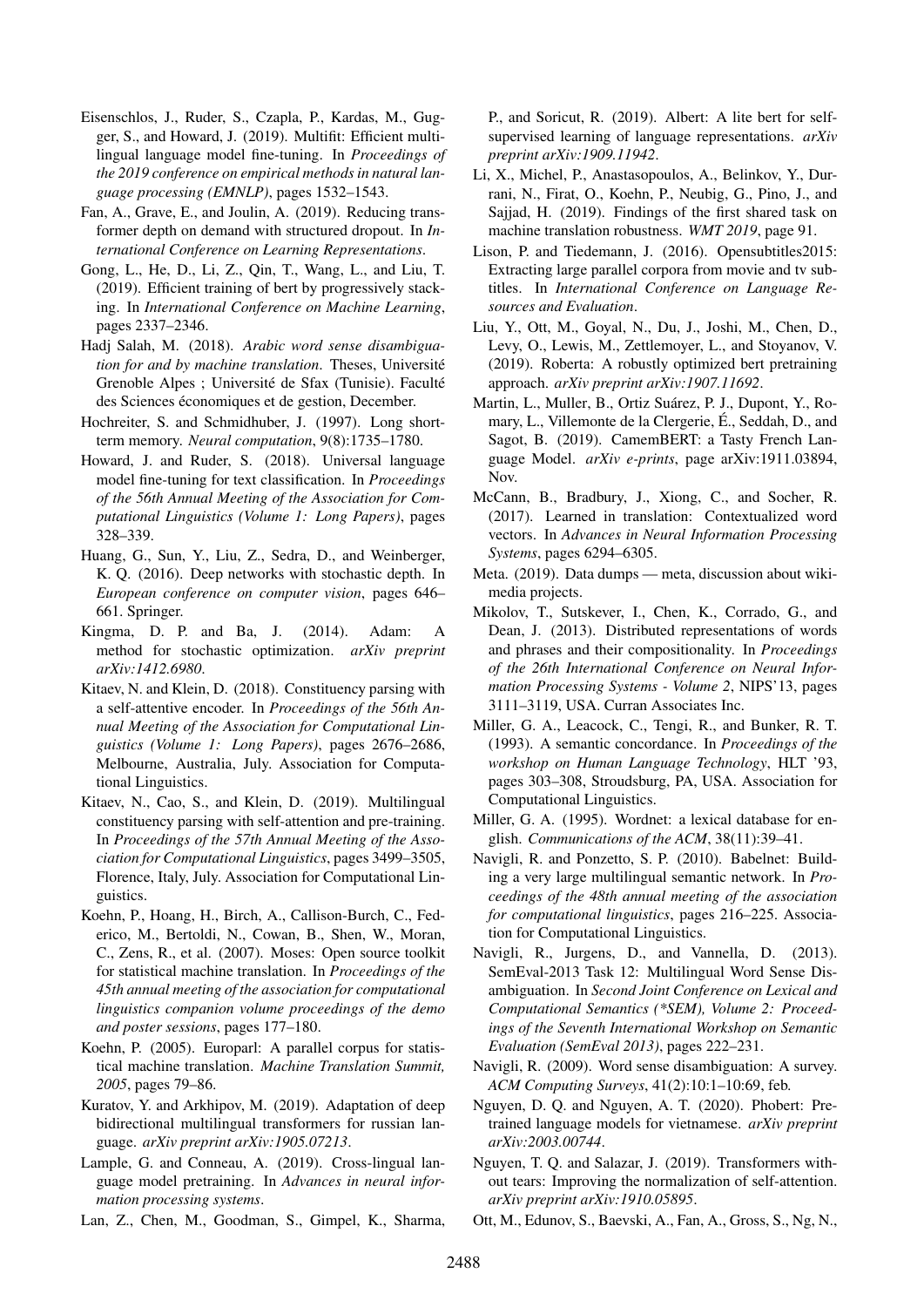Eisenschlos, J., Ruder, S., Czapla, P., Kardas, M., Gugger, S., and Howard, J. (2019). Multifit: Efficient multilingual language model fine-tuning. In *Proceedings of the 2019 conference on empirical methods in natural language processing (EMNLP)*, pages 1532–1543.

Fan, A., Grave, E., and Joulin, A. (2019). Reducing transformer depth on demand with structured dropout. In *International Conference on Learning Representations*.

Gong, L., He, D., Li, Z., Qin, T., Wang, L., and Liu, T. (2019). Efficient training of bert by progressively stacking. In *International Conference on Machine Learning*, pages 2337–2346.

Hadj Salah, M. (2018). *Arabic word sense disambiguation for and by machine translation*. Theses, Université Grenoble Alpes ; Université de Sfax (Tunisie). Faculté des Sciences économiques et de gestion, December.

Hochreiter, S. and Schmidhuber, J. (1997). Long short-term memory. *Neural computation*, 9(8):1735–1780.

Howard, J. and Ruder, S. (2018). Universal language model fine-tuning for text classification. In *Proceedings of the 56th Annual Meeting of the Association for Computational Linguistics (Volume 1: Long Papers)*, pages 328–339.

Huang, G., Sun, Y., Liu, Z., Sedra, D., and Weinberger, K. Q. (2016). Deep networks with stochastic depth. In *European conference on computer vision*, pages 646–661. Springer.

Kingma, D. P. and Ba, J. (2014). Adam: A method for stochastic optimization. *arXiv preprint arXiv:1412.6980*.

Kitaev, N. and Klein, D. (2018). Constituency parsing with a self-attentive encoder. In *Proceedings of the 56th Annual Meeting of the Association for Computational Linguistics (Volume 1: Long Papers)*, pages 2676–2686, Melbourne, Australia, July. Association for Computational Linguistics.

Kitaev, N., Cao, S., and Klein, D. (2019). Multilingual constituency parsing with self-attention and pre-training. In *Proceedings of the 57th Annual Meeting of the Association for Computational Linguistics*, pages 3499–3505, Florence, Italy, July. Association for Computational Linguistics.

Koehn, P., Hoang, H., Birch, A., Callison-Burch, C., Federico, M., Bertoldi, N., Cowan, B., Shen, W., Moran, C., Zens, R., et al. (2007). Moses: Open source toolkit for statistical machine translation. In *Proceedings of the 45th annual meeting of the association for computational linguistics companion volume proceedings of the demo and poster sessions*, pages 177–180.

Koehn, P. (2005). Europarl: A parallel corpus for statistical machine translation. *Machine Translation Summit, 2005*, pages 79–86.

Kuratov, Y. and Arkhipov, M. (2019). Adaptation of deep bidirectional multilingual transformers for russian language. *arXiv preprint arXiv:1905.07213*.

Lample, G. and Conneau, A. (2019). Cross-lingual language model pretraining. In *Advances in neural information processing systems*.

Lan, Z., Chen, M., Goodman, S., Gimpel, K., Sharma, P., and Soricut, R. (2019). Albert: A lite bert for self-supervised learning of language representations. *arXiv preprint arXiv:1909.11942*.

Li, X., Michel, P., Anastasopoulos, A., Belinkov, Y., Durrani, N., Firat, O., Koehn, P., Neubig, G., Pino, J., and Sajjad, H. (2019). Findings of the first shared task on machine translation robustness. *WMT 2019*, page 91.

Lison, P. and Tiedemann, J. (2016). Opensubtitles2015: Extracting large parallel corpora from movie and tv subtitles. In *International Conference on Language Resources and Evaluation*.

Liu, Y., Ott, M., Goyal, N., Du, J., Joshi, M., Chen, D., Levy, O., Lewis, M., Zettlemoyer, L., and Stoyanov, V. (2019). Roberta: A robustly optimized bert pretraining approach. *arXiv preprint arXiv:1907.11692*.

Martin, L., Muller, B., Ortiz Suárez, P. J., Dupont, Y., Romary, L., Villemonte de la Clergerie, É., Seddah, D., and Sagot, B. (2019). CamemBERT: a Tasty French Language Model. *arXiv e-prints*, page arXiv:1911.03894, Nov.

McCann, B., Bradbury, J., Xiong, C., and Socher, R. (2017). Learned in translation: Contextualized word vectors. In *Advances in Neural Information Processing Systems*, pages 6294–6305.

Meta. (2019). Data dumps — meta, discussion about wikimedia projects.

Mikolov, T., Sutskever, I., Chen, K., Corrado, G., and Dean, J. (2013). Distributed representations of words and phrases and their compositionality. In *Proceedings of the 26th International Conference on Neural Information Processing Systems - Volume 2*, NIPS'13, pages 3111–3119, USA. Curran Associates Inc.

Miller, G. A., Leacock, C., Tengi, R., and Bunker, R. T. (1993). A semantic concordance. In *Proceedings of the workshop on Human Language Technology*, HLT '93, pages 303–308, Stroudsburg, PA, USA. Association for Computational Linguistics.

Miller, G. A. (1995). Wordnet: a lexical database for english. *Communications of the ACM*, 38(11):39–41.

Navigli, R. and Ponzetto, S. P. (2010). Babelnet: Building a very large multilingual semantic network. In *Proceedings of the 48th annual meeting of the association for computational linguistics*, pages 216–225. Association for Computational Linguistics.

Navigli, R., Jurgens, D., and Vannella, D. (2013). SemEval-2013 Task 12: Multilingual Word Sense Disambiguation. In *Second Joint Conference on Lexical and Computational Semantics (*SEM), Volume 2: Proceedings of the Seventh International Workshop on Semantic Evaluation (SemEval 2013)*, pages 222–231.

Navigli, R. (2009). Word sense disambiguation: A survey. *ACM Computing Surveys*, 41(2):10:1–10:69, feb.

Nguyen, D. Q. and Nguyen, A. T. (2020). Phobert: Pre-trained language models for vietnamese. *arXiv preprint arXiv:2003.00744*.

Nguyen, T. Q. and Salazar, J. (2019). Transformers without tears: Improving the normalization of self-attention. *arXiv preprint arXiv:1910.05895*.

Ott, M., Edunov, S., Baevski, A., Fan, A., Gross, S., Ng, N.,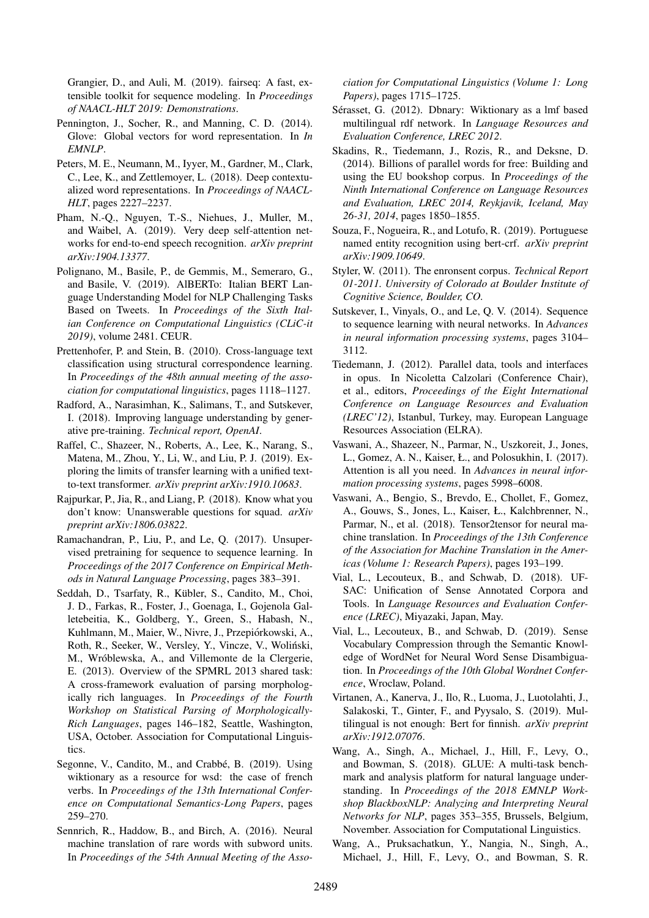Grangier, D., and Auli, M. (2019). fairseq: A fast, extensible toolkit for sequence modeling. In *Proceedings of NAACL-HLT 2019: Demonstrations*.

Pennington, J., Socher, R., and Manning, C. D. (2014). Glove: Global vectors for word representation. In *In EMNLP*.

Peters, M. E., Neumann, M., Iyyer, M., Gardner, M., Clark, C., Lee, K., and Zettlemoyer, L. (2018). Deep contextualized word representations. In *Proceedings of NAACL-HLT*, pages 2227–2237.

Pham, N.-Q., Nguyen, T.-S., Niehues, J., Muller, M., and Waibel, A. (2019). Very deep self-attention networks for end-to-end speech recognition. *arXiv preprint arXiv:1904.13377*.

Polignano, M., Basile, P., de Gemmis, M., Semeraro, G., and Basile, V. (2019). AlBERTo: Italian BERT Language Understanding Model for NLP Challenging Tasks Based on Tweets. In *Proceedings of the Sixth Italian Conference on Computational Linguistics (CLiC-it 2019)*, volume 2481. CEUR.

Prettenhofer, P. and Stein, B. (2010). Cross-language text classification using structural correspondence learning. In *Proceedings of the 48th annual meeting of the association for computational linguistics*, pages 1118–1127.

Radford, A., Narasimhan, K., Salimans, T., and Sutskever, I. (2018). Improving language understanding by generative pre-training. *Technical report, OpenAI*.

Raffel, C., Shazeer, N., Roberts, A., Lee, K., Narang, S., Matena, M., Zhou, Y., Li, W., and Liu, P. J. (2019). Exploring the limits of transfer learning with a unified text-to-text transformer. *arXiv preprint arXiv:1910.10683*.

Rajpurkar, P., Jia, R., and Liang, P. (2018). Know what you don't know: Unanswerable questions for squad. *arXiv preprint arXiv:1806.03822*.

Ramachandran, P., Liu, P., and Le, Q. (2017). Unsupervised pretraining for sequence to sequence learning. In *Proceedings of the 2017 Conference on Empirical Methods in Natural Language Processing*, pages 383–391.

Seddah, D., Tsarfaty, R., Kübler, S., Candito, M., Choi, J. D., Farkas, R., Foster, J., Goenaga, I., Gojenola Galletebeitia, K., Goldberg, Y., Green, S., Habash, N., Kuhlmann, M., Maier, W., Nivre, J., Przepiórkowski, A., Roth, R., Seeker, W., Versley, Y., Vincze, V., Woliński, M., Wróblewska, A., and Villemonte de la Clergerie, E. (2013). Overview of the SPMRL 2013 shared task: A cross-framework evaluation of parsing morphologically rich languages. In *Proceedings of the Fourth Workshop on Statistical Parsing of Morphologically-Rich Languages*, pages 146–182, Seattle, Washington, USA, October. Association for Computational Linguistics.

Segonne, V., Candito, M., and Crabbé, B. (2019). Using wiktionary as a resource for wsd: the case of french verbs. In *Proceedings of the 13th International Conference on Computational Semantics-Long Papers*, pages 259–270.

Sennrich, R., Haddow, B., and Birch, A. (2016). Neural machine translation of rare words with subword units. In *Proceedings of the 54th Annual Meeting of the Association for Computational Linguistics (Volume 1: Long Papers)*, pages 1715–1725.

Sérasset, G. (2012). Dbnary: Wiktionary as a lmf based multilingual rdf network. In *Language Resources and Evaluation Conference, LREC 2012*.

Skadins, R., Tiedemann, J., Rozis, R., and Deksne, D. (2014). Billions of parallel words for free: Building and using the EU bookshop corpus. In *Proceedings of the Ninth International Conference on Language Resources and Evaluation, LREC 2014, Reykjavik, Iceland, May 26-31, 2014*, pages 1850–1855.

Souza, F., Nogueira, R., and Lotufo, R. (2019). Portuguese named entity recognition using bert-crf. *arXiv preprint arXiv:1909.10649*.

Styler, W. (2011). The enronsent corpus. *Technical Report 01-2011. University of Colorado at Boulder Institute of Cognitive Science, Boulder, CO*.

Sutskever, I., Vinyals, O., and Le, Q. V. (2014). Sequence to sequence learning with neural networks. In *Advances in neural information processing systems*, pages 3104–3112.

Tiedemann, J. (2012). Parallel data, tools and interfaces in opus. In Nicoletta Calzolari (Conference Chair), et al., editors, *Proceedings of the Eight International Conference on Language Resources and Evaluation (LREC'12)*, Istanbul, Turkey, may. European Language Resources Association (ELRA).

Vaswani, A., Shazeer, N., Parmar, N., Uszkoreit, J., Jones, L., Gomez, A. N., Kaiser, Ł., and Polosukhin, I. (2017). Attention is all you need. In *Advances in neural information processing systems*, pages 5998–6008.

Vaswani, A., Bengio, S., Brevdo, E., Chollet, F., Gomez, A., Gouws, S., Jones, L., Kaiser, Ł., Kalchbrenner, N., Parmar, N., et al. (2018). Tensor2tensor for neural machine translation. In *Proceedings of the 13th Conference of the Association for Machine Translation in the Americas (Volume 1: Research Papers)*, pages 193–199.

Vial, L., Lecouteux, B., and Schwab, D. (2018). UFSAC: Unification of Sense Annotated Corpora and Tools. In *Language Resources and Evaluation Conference (LREC)*, Miyazaki, Japan, May.

Vial, L., Lecouteux, B., and Schwab, D. (2019). Sense Vocabulary Compression through the Semantic Knowledge of WordNet for Neural Word Sense Disambiguation. In *Proceedings of the 10th Global Wordnet Conference*, Wroclaw, Poland.

Virtanen, A., Kanerva, J., Ilo, R., Luoma, J., Luotolahti, J., Salakoski, T., Ginter, F., and Pyysalo, S. (2019). Multilingual is not enough: Bert for finnish. *arXiv preprint arXiv:1912.07076*.

Wang, A., Singh, A., Michael, J., Hill, F., Levy, O., and Bowman, S. (2018). GLUE: A multi-task benchmark and analysis platform for natural language understanding. In *Proceedings of the 2018 EMNLP Workshop BlackboxNLP: Analyzing and Interpreting Neural Networks for NLP*, pages 353–355, Brussels, Belgium, November. Association for Computational Linguistics.

Wang, A., Pruksachatkun, Y., Nangia, N., Singh, A., Michael, J., Hill, F., Levy, O., and Bowman, S. R.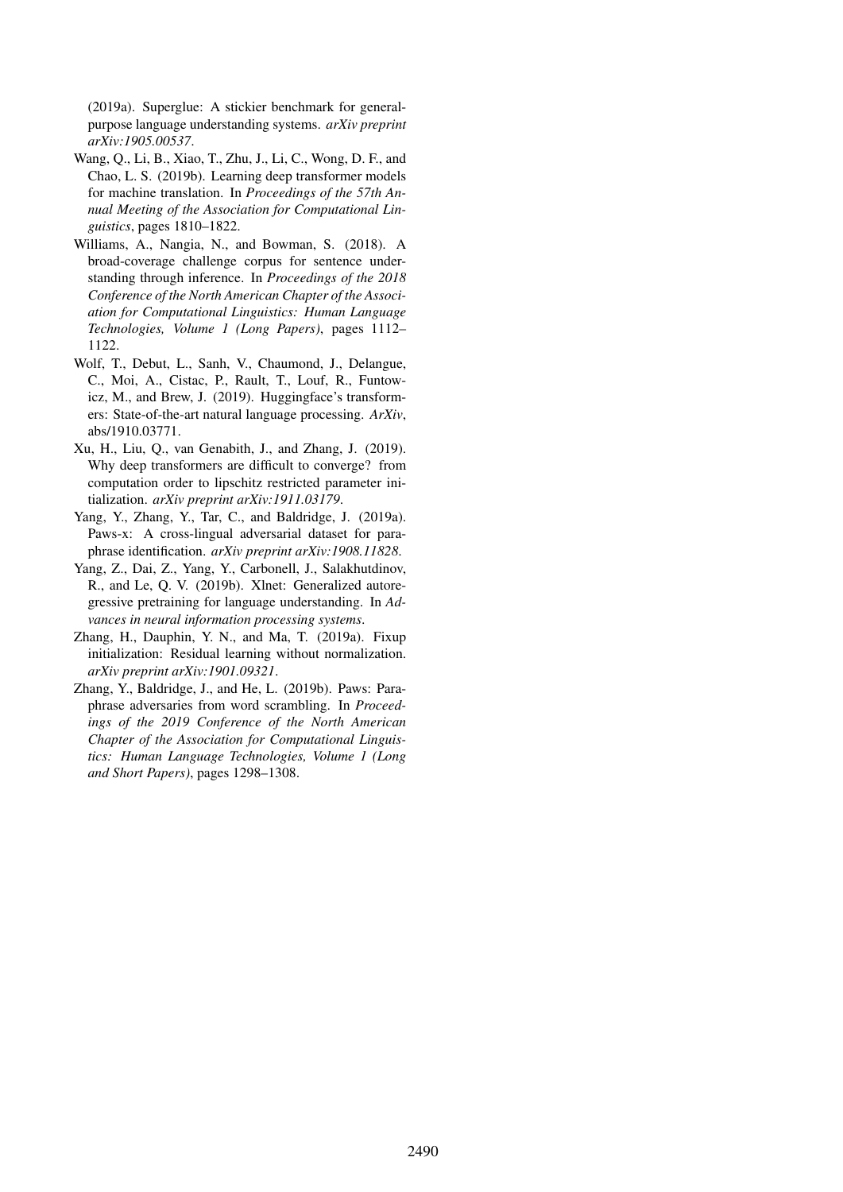(2019a). Superglue: A stickier benchmark for general-purpose language understanding systems. *arXiv preprint arXiv:1905.00537*.

Wang, Q., Li, B., Xiao, T., Zhu, J., Li, C., Wong, D. F., and Chao, L. S. (2019b). Learning deep transformer models for machine translation. In *Proceedings of the 57th Annual Meeting of the Association for Computational Linguistics*, pages 1810–1822.

Williams, A., Nangia, N., and Bowman, S. (2018). A broad-coverage challenge corpus for sentence understanding through inference. In *Proceedings of the 2018 Conference of the North American Chapter of the Association for Computational Linguistics: Human Language Technologies, Volume 1 (Long Papers)*, pages 1112–1122.

Wolf, T., Debut, L., Sanh, V., Chaumond, J., Delangue, C., Moi, A., Cistac, P., Rault, T., Louf, R., Funtowicz, M., and Brew, J. (2019). Huggingface's transformers: State-of-the-art natural language processing. *ArXiv*, abs/1910.03771.

Xu, H., Liu, Q., van Genabith, J., and Zhang, J. (2019). Why deep transformers are difficult to converge? from computation order to lipschitz restricted parameter initialization. *arXiv preprint arXiv:1911.03179*.

Yang, Y., Zhang, Y., Tar, C., and Baldridge, J. (2019a). Paws-x: A cross-lingual adversarial dataset for paraphrase identification. *arXiv preprint arXiv:1908.11828*.

Yang, Z., Dai, Z., Yang, Y., Carbonell, J., Salakhutdinov, R., and Le, Q. V. (2019b). Xlnet: Generalized autoregressive pretraining for language understanding. In *Advances in neural information processing systems*.

Zhang, H., Dauphin, Y. N., and Ma, T. (2019a). Fixup initialization: Residual learning without normalization. *arXiv preprint arXiv:1901.09321*.

Zhang, Y., Baldridge, J., and He, L. (2019b). Paws: Paraphrase adversaries from word scrambling. In *Proceedings of the 2019 Conference of the North American Chapter of the Association for Computational Linguistics: Human Language Technologies, Volume 1 (Long and Short Papers)*, pages 1298–1308.